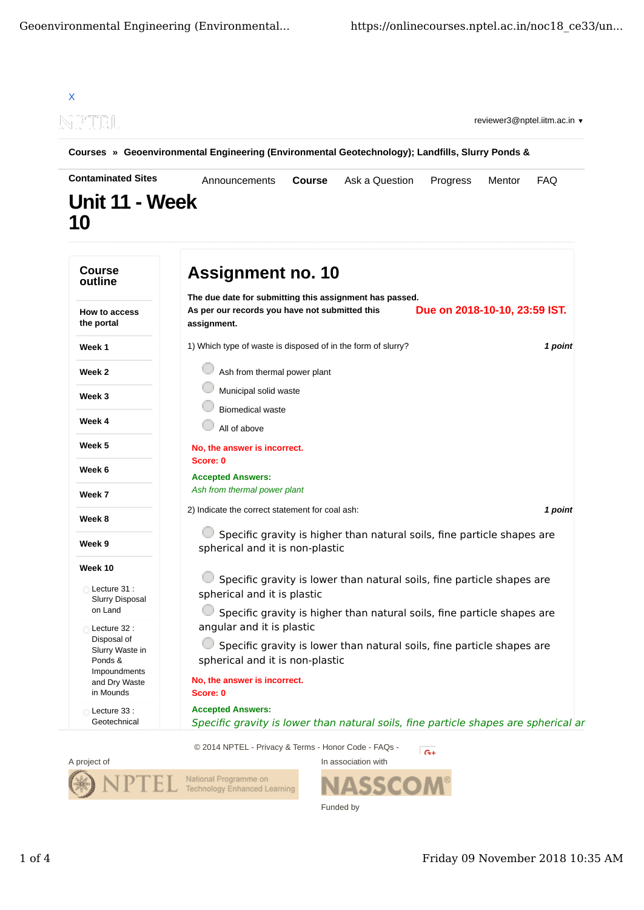X

reviewer3@nptel.iitm.ac.in ▼

**Courses » Geoenvironmental Engineering (Environmental Geotechnology); Landfills, Slurry Ponds & Contaminated Sites**

Announcements | **Course** | Ask a Question | Progress | Mentor | FAQ

# Unit 11 - Week 10

## Course outline

- How to access the portal
- Week 1
- Week 2
- Week 3
- Week 4
- Week 5
- Week 6
- Week 7
- Week 8
- Week 9
- Week 10
  - Lecture 31 : Slurry Disposal on Land
  - Lecture 32 : Disposal of Slurry Waste in Ponds & Impoundments and Dry Waste in Mounds
  - Lecture 33 : Geotechnical

# Assignment no. 10

**The due date for submitting this assignment has passed.**
**As per our records you have not submitted this assignment.**

**Due on 2018-10-10, 23:59 IST.**

1) Which type of waste is disposed of in the form of slurry? ***1 point***

- Ash from thermal power plant
- Municipal solid waste
- Biomedical waste
- All of above

**No, the answer is incorrect.**
**Score: 0**

**Accepted Answers:**
*Ash from thermal power plant*

2) Indicate the correct statement for coal ash: ***1 point***

- Specific gravity is higher than natural soils, fine particle shapes are spherical and it is non-plastic
- Specific gravity is lower than natural soils, fine particle shapes are spherical and it is plastic
- Specific gravity is higher than natural soils, fine particle shapes are angular and it is plastic
- Specific gravity is lower than natural soils, fine particle shapes are spherical and it is non-plastic

**No, the answer is incorrect.**
**Score: 0**

**Accepted Answers:**
*Specific gravity is lower than natural soils, fine particle shapes are spherical ar*

© 2014 NPTEL - Privacy & Terms - Honor Code - FAQs -

A project of

NPTEL National Programme on Technology Enhanced Learning

In association with

NASSCOM

Funded by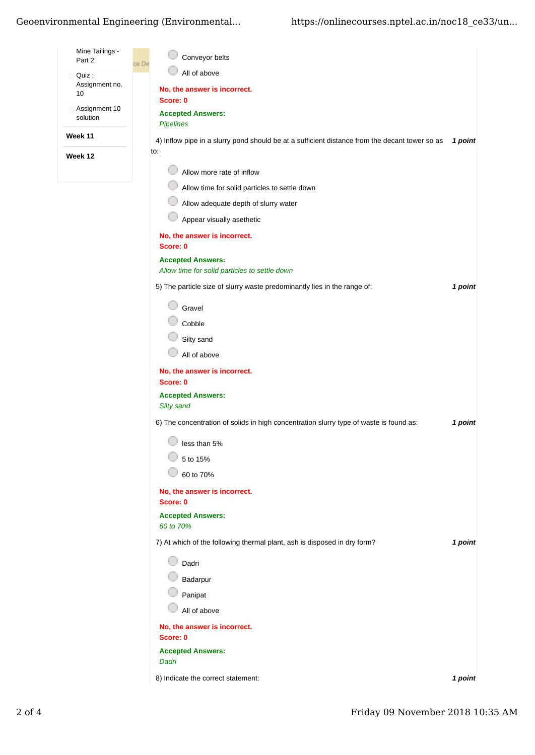- Mine Tailings - Part 2
- Quiz : Assignment no. 10
- Assignment 10 solution

**Week 11**

**Week 12**

- Conveyor belts
- All of above

**No, the answer is incorrect.**
**Score: 0**

**Accepted Answers:**
*Pipelines*

4) Inflow pipe in a slurry pond should be at a sufficient distance from the decant tower so as to: ***1 point***

- Allow more rate of inflow
- Allow time for solid particles to settle down
- Allow adequate depth of slurry water
- Appear visually asethetic

**No, the answer is incorrect.**
**Score: 0**

**Accepted Answers:**
*Allow time for solid particles to settle down*

5) The particle size of slurry waste predominantly lies in the range of: ***1 point***

- Gravel
- Cobble
- Silty sand
- All of above

**No, the answer is incorrect.**
**Score: 0**

**Accepted Answers:**
*Silty sand*

6) The concentration of solids in high concentration slurry type of waste is found as: ***1 point***

- less than 5%
- 5 to 15%
- 60 to 70%

**No, the answer is incorrect.**
**Score: 0**

**Accepted Answers:**
*60 to 70%*

7) At which of the following thermal plant, ash is disposed in dry form? ***1 point***

- Dadri
- Badarpur
- Panipat
- All of above

**No, the answer is incorrect.**
**Score: 0**

**Accepted Answers:**
*Dadri*

8) Indicate the correct statement: ***1 point***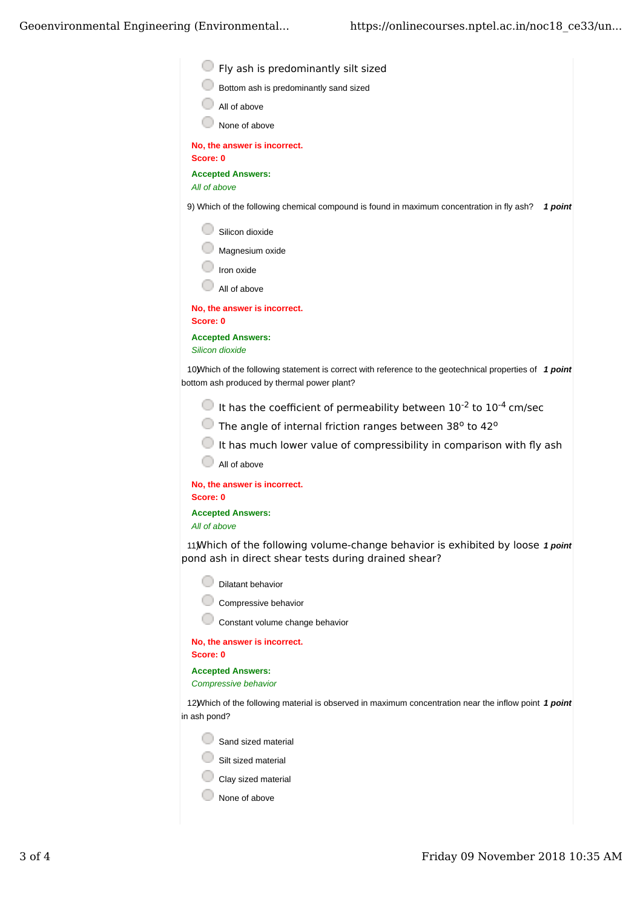- Fly ash is predominantly silt sized
- Bottom ash is predominantly sand sized
- All of above
- None of above

**No, the answer is incorrect.**
**Score: 0**

**Accepted Answers:**
*All of above*

9) Which of the following chemical compound is found in maximum concentration in fly ash? ***1 point***

- Silicon dioxide
- Magnesium oxide
- Iron oxide
- All of above

**No, the answer is incorrect.**
**Score: 0**

**Accepted Answers:**
*Silicon dioxide*

10) Which of the following statement is correct with reference to the geotechnical properties of bottom ash produced by thermal power plant? ***1 point***

- It has the coefficient of permeability between $10^{-2}$ to $10^{-4}$ cm/sec
- The angle of internal friction ranges between $38^{o}$ to $42^{o}$
- It has much lower value of compressibility in comparison with fly ash
- All of above

**No, the answer is incorrect.**
**Score: 0**

**Accepted Answers:**
*All of above*

11) Which of the following volume-change behavior is exhibited by loose pond ash in direct shear tests during drained shear? ***1 point***

- Dilatant behavior
- Compressive behavior
- Constant volume change behavior

**No, the answer is incorrect.**
**Score: 0**

**Accepted Answers:**
*Compressive behavior*

12) Which of the following material is observed in maximum concentration near the inflow point in ash pond? ***1 point***

- Sand sized material
- Silt sized material
- Clay sized material
- None of above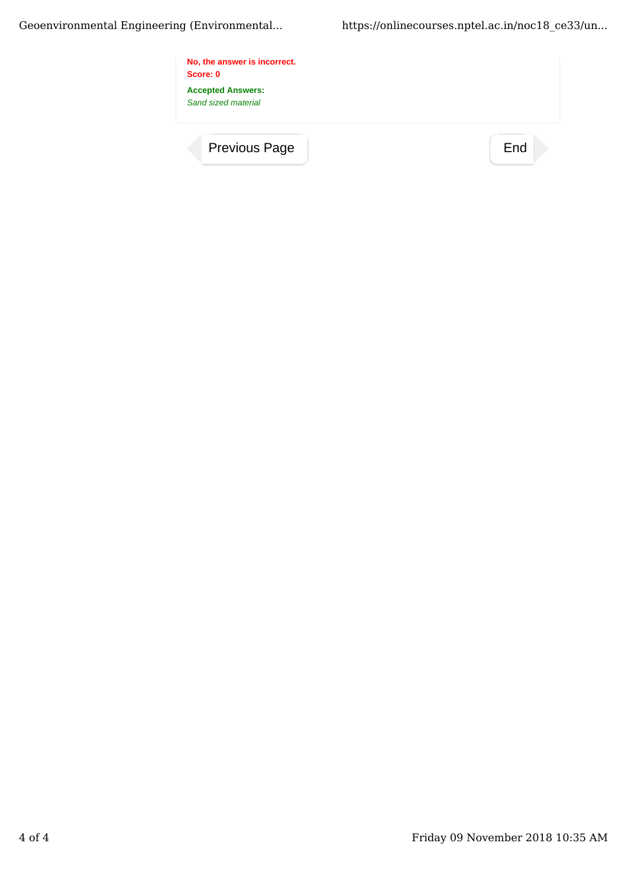**No, the answer is incorrect.**
**Score: 0**

**Accepted Answers:**
*Sand sized material*

Previous Page

End